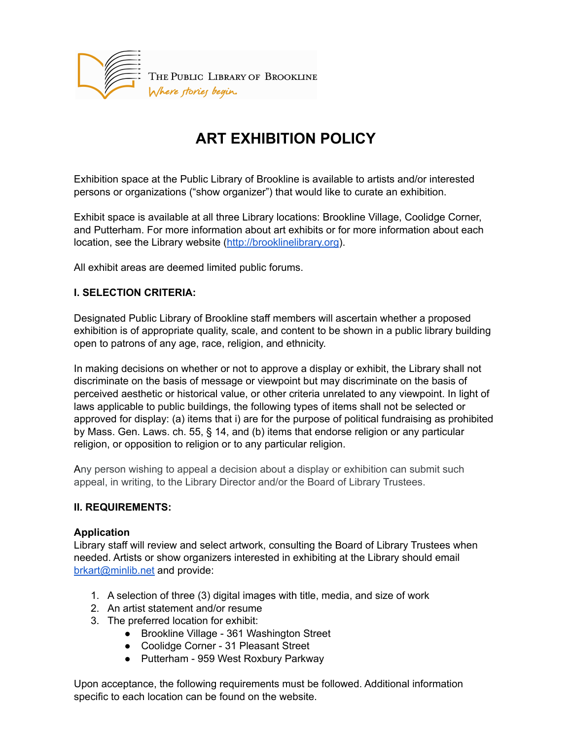THE PUBLIC LIBRARY OF BROOKLINE
*Where stories begin.*

# ART EXHIBITION POLICY

Exhibition space at the Public Library of Brookline is available to artists and/or interested persons or organizations ("show organizer") that would like to curate an exhibition.

Exhibit space is available at all three Library locations: Brookline Village, Coolidge Corner, and Putterham. For more information about art exhibits or for more information about each location, see the Library website (http://brooklinelibrary.org).

All exhibit areas are deemed limited public forums.

**I. SELECTION CRITERIA:**

Designated Public Library of Brookline staff members will ascertain whether a proposed exhibition is of appropriate quality, scale, and content to be shown in a public library building open to patrons of any age, race, religion, and ethnicity.

In making decisions on whether or not to approve a display or exhibit, the Library shall not discriminate on the basis of message or viewpoint but may discriminate on the basis of perceived aesthetic or historical value, or other criteria unrelated to any viewpoint. In light of laws applicable to public buildings, the following types of items shall not be selected or approved for display: (a) items that i) are for the purpose of political fundraising as prohibited by Mass. Gen. Laws. ch. 55, § 14, and (b) items that endorse religion or any particular religion, or opposition to religion or to any particular religion.

Any person wishing to appeal a decision about a display or exhibition can submit such appeal, in writing, to the Library Director and/or the Board of Library Trustees.

**II. REQUIREMENTS:**

**Application**
Library staff will review and select artwork, consulting the Board of Library Trustees when needed. Artists or show organizers interested in exhibiting at the Library should email brkart@minlib.net and provide:

1. A selection of three (3) digital images with title, media, and size of work
2. An artist statement and/or resume
3. The preferred location for exhibit:
   - Brookline Village - 361 Washington Street
   - Coolidge Corner - 31 Pleasant Street
   - Putterham - 959 West Roxbury Parkway

Upon acceptance, the following requirements must be followed. Additional information specific to each location can be found on the website.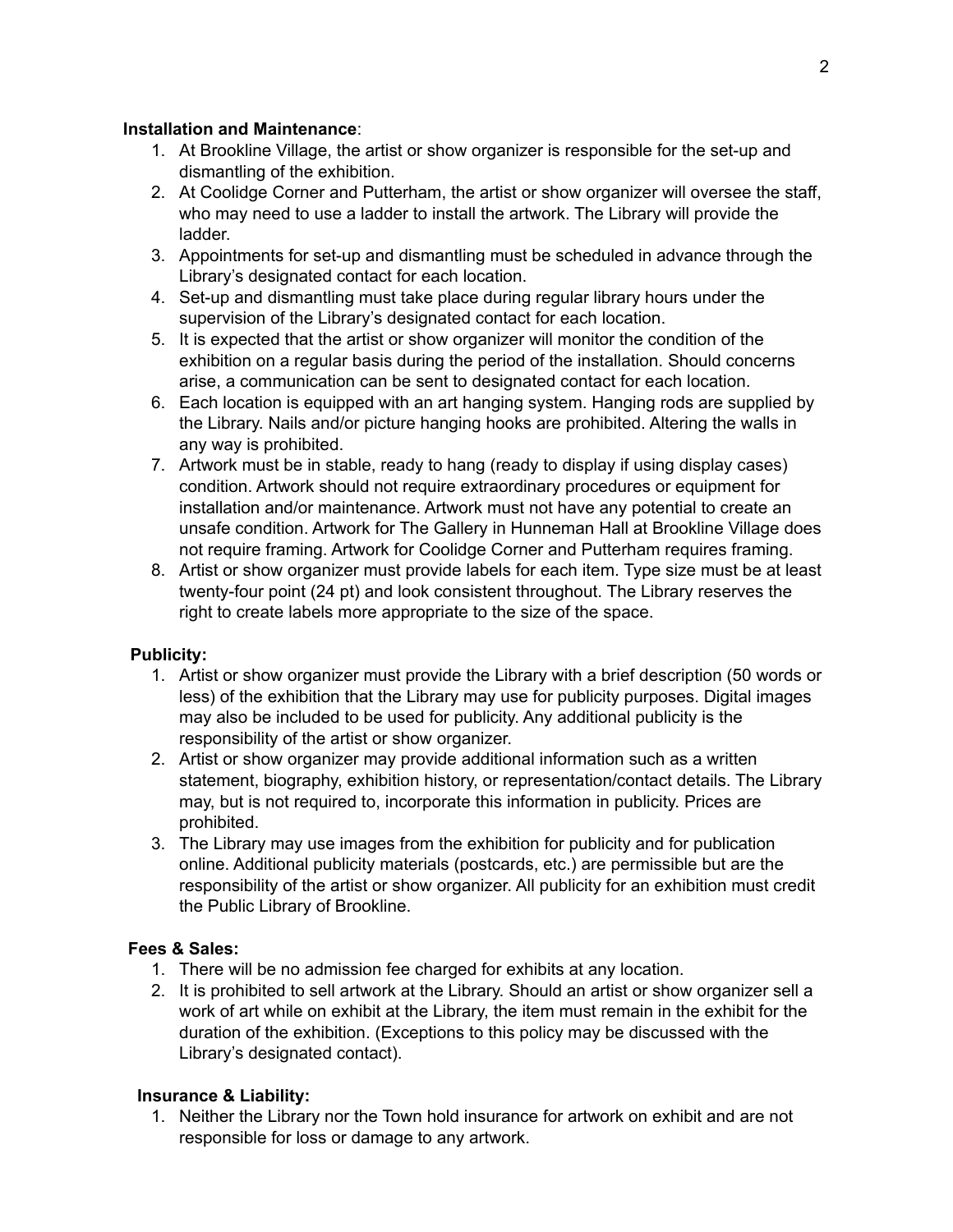**Installation and Maintenance**:

1. At Brookline Village, the artist or show organizer is responsible for the set-up and dismantling of the exhibition.
2. At Coolidge Corner and Putterham, the artist or show organizer will oversee the staff, who may need to use a ladder to install the artwork. The Library will provide the ladder.
3. Appointments for set-up and dismantling must be scheduled in advance through the Library's designated contact for each location.
4. Set-up and dismantling must take place during regular library hours under the supervision of the Library's designated contact for each location.
5. It is expected that the artist or show organizer will monitor the condition of the exhibition on a regular basis during the period of the installation. Should concerns arise, a communication can be sent to designated contact for each location.
6. Each location is equipped with an art hanging system. Hanging rods are supplied by the Library. Nails and/or picture hanging hooks are prohibited. Altering the walls in any way is prohibited.
7. Artwork must be in stable, ready to hang (ready to display if using display cases) condition. Artwork should not require extraordinary procedures or equipment for installation and/or maintenance. Artwork must not have any potential to create an unsafe condition. Artwork for The Gallery in Hunneman Hall at Brookline Village does not require framing. Artwork for Coolidge Corner and Putterham requires framing.
8. Artist or show organizer must provide labels for each item. Type size must be at least twenty-four point (24 pt) and look consistent throughout. The Library reserves the right to create labels more appropriate to the size of the space.

**Publicity:**

1. Artist or show organizer must provide the Library with a brief description (50 words or less) of the exhibition that the Library may use for publicity purposes. Digital images may also be included to be used for publicity. Any additional publicity is the responsibility of the artist or show organizer.
2. Artist or show organizer may provide additional information such as a written statement, biography, exhibition history, or representation/contact details. The Library may, but is not required to, incorporate this information in publicity. Prices are prohibited.
3. The Library may use images from the exhibition for publicity and for publication online. Additional publicity materials (postcards, etc.) are permissible but are the responsibility of the artist or show organizer. All publicity for an exhibition must credit the Public Library of Brookline.

**Fees & Sales:**

1. There will be no admission fee charged for exhibits at any location.
2. It is prohibited to sell artwork at the Library. Should an artist or show organizer sell a work of art while on exhibit at the Library, the item must remain in the exhibit for the duration of the exhibition. (Exceptions to this policy may be discussed with the Library's designated contact).

**Insurance & Liability:**

1. Neither the Library nor the Town hold insurance for artwork on exhibit and are not responsible for loss or damage to any artwork.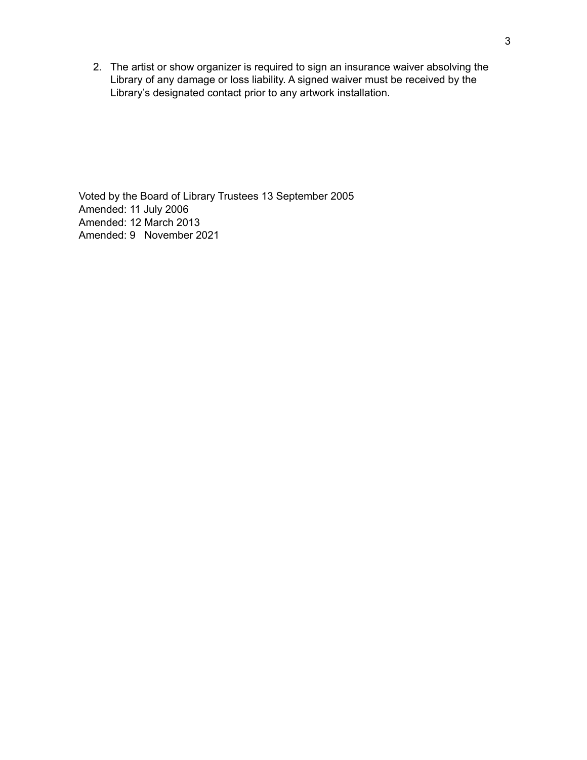2. The artist or show organizer is required to sign an insurance waiver absolving the Library of any damage or loss liability. A signed waiver must be received by the Library's designated contact prior to any artwork installation.

Voted by the Board of Library Trustees 13 September 2005  
Amended: 11 July 2006  
Amended: 12 March 2013  
Amended: 9 November 2021